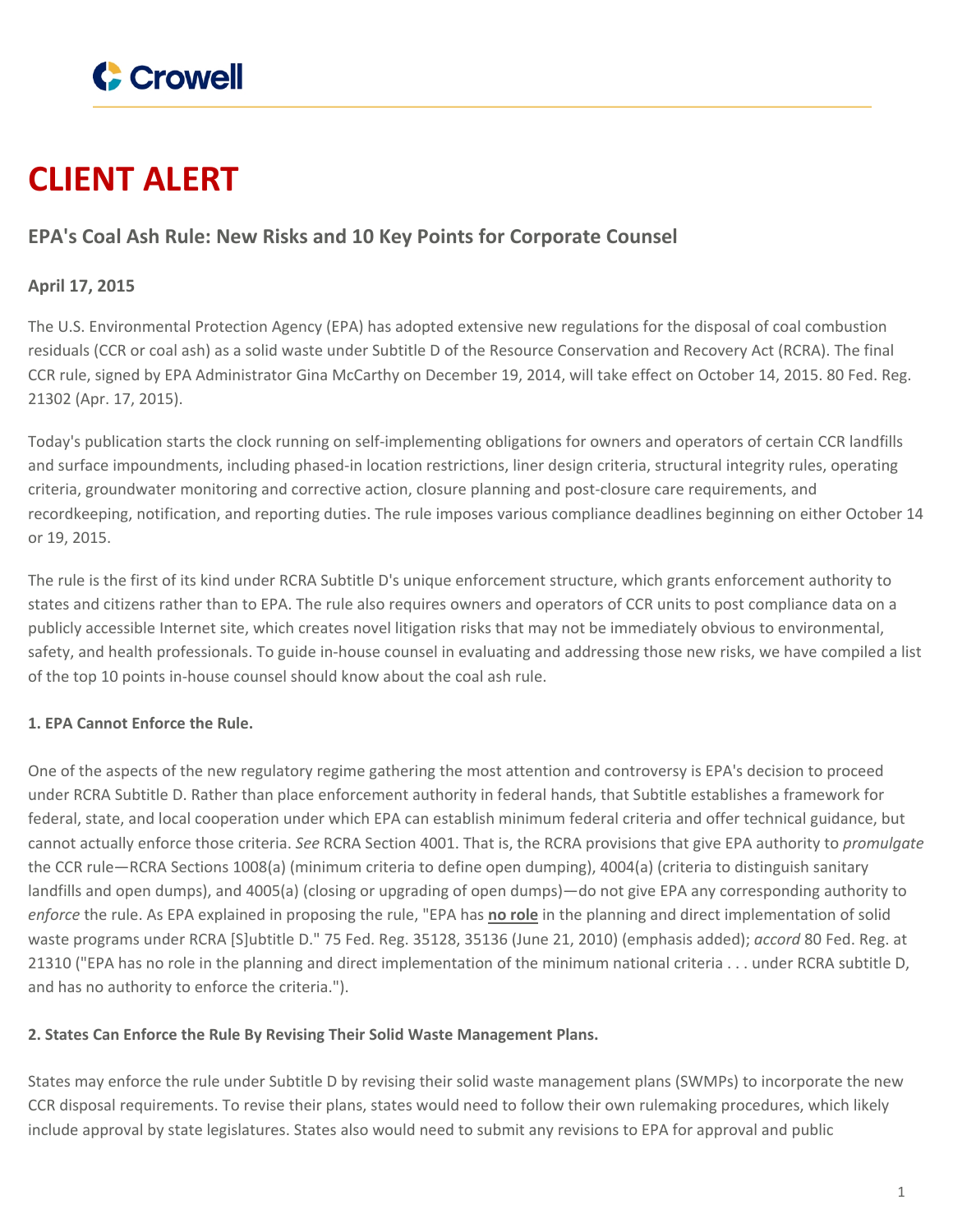Crowell

# CLIENT ALERT

## EPA's Coal Ash Rule: New Risks and 10 Key Points for Corporate Counsel

**April 17, 2015**

The U.S. Environmental Protection Agency (EPA) has adopted extensive new regulations for the disposal of coal combustion residuals (CCR or coal ash) as a solid waste under Subtitle D of the Resource Conservation and Recovery Act (RCRA). The final CCR rule, signed by EPA Administrator Gina McCarthy on December 19, 2014, will take effect on October 14, 2015. 80 Fed. Reg. 21302 (Apr. 17, 2015).

Today's publication starts the clock running on self-implementing obligations for owners and operators of certain CCR landfills and surface impoundments, including phased-in location restrictions, liner design criteria, structural integrity rules, operating criteria, groundwater monitoring and corrective action, closure planning and post-closure care requirements, and recordkeeping, notification, and reporting duties. The rule imposes various compliance deadlines beginning on either October 14 or 19, 2015.

The rule is the first of its kind under RCRA Subtitle D's unique enforcement structure, which grants enforcement authority to states and citizens rather than to EPA. The rule also requires owners and operators of CCR units to post compliance data on a publicly accessible Internet site, which creates novel litigation risks that may not be immediately obvious to environmental, safety, and health professionals. To guide in-house counsel in evaluating and addressing those new risks, we have compiled a list of the top 10 points in-house counsel should know about the coal ash rule.

**1. EPA Cannot Enforce the Rule.**

One of the aspects of the new regulatory regime gathering the most attention and controversy is EPA's decision to proceed under RCRA Subtitle D. Rather than place enforcement authority in federal hands, that Subtitle establishes a framework for federal, state, and local cooperation under which EPA can establish minimum federal criteria and offer technical guidance, but cannot actually enforce those criteria. *See* RCRA Section 4001. That is, the RCRA provisions that give EPA authority to *promulgate* the CCR rule—RCRA Sections 1008(a) (minimum criteria to define open dumping), 4004(a) (criteria to distinguish sanitary landfills and open dumps), and 4005(a) (closing or upgrading of open dumps)—do not give EPA any corresponding authority to *enforce* the rule. As EPA explained in proposing the rule, "EPA has **no role** in the planning and direct implementation of solid waste programs under RCRA [S]ubtitle D." 75 Fed. Reg. 35128, 35136 (June 21, 2010) (emphasis added); *accord* 80 Fed. Reg. at 21310 ("EPA has no role in the planning and direct implementation of the minimum national criteria . . . under RCRA subtitle D, and has no authority to enforce the criteria.").

**2. States Can Enforce the Rule By Revising Their Solid Waste Management Plans.**

States may enforce the rule under Subtitle D by revising their solid waste management plans (SWMPs) to incorporate the new CCR disposal requirements. To revise their plans, states would need to follow their own rulemaking procedures, which likely include approval by state legislatures. States also would need to submit any revisions to EPA for approval and public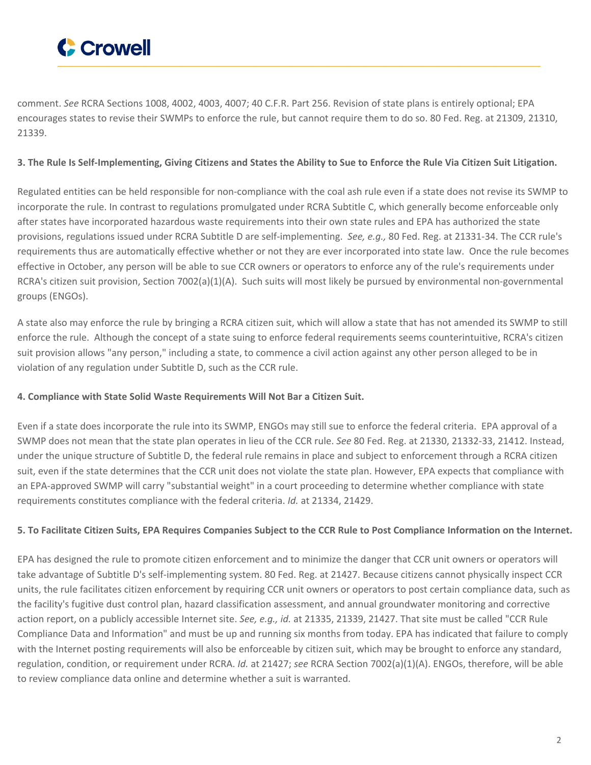comment. *See* RCRA Sections 1008, 4002, 4003, 4007; 40 C.F.R. Part 256. Revision of state plans is entirely optional; EPA encourages states to revise their SWMPs to enforce the rule, but cannot require them to do so. 80 Fed. Reg. at 21309, 21310, 21339.

**3. The Rule Is Self-Implementing, Giving Citizens and States the Ability to Sue to Enforce the Rule Via Citizen Suit Litigation.**

Regulated entities can be held responsible for non-compliance with the coal ash rule even if a state does not revise its SWMP to incorporate the rule. In contrast to regulations promulgated under RCRA Subtitle C, which generally become enforceable only after states have incorporated hazardous waste requirements into their own state rules and EPA has authorized the state provisions, regulations issued under RCRA Subtitle D are self-implementing. *See, e.g.,* 80 Fed. Reg. at 21331-34. The CCR rule's requirements thus are automatically effective whether or not they are ever incorporated into state law. Once the rule becomes effective in October, any person will be able to sue CCR owners or operators to enforce any of the rule's requirements under RCRA's citizen suit provision, Section 7002(a)(1)(A). Such suits will most likely be pursued by environmental non-governmental groups (ENGOs).

A state also may enforce the rule by bringing a RCRA citizen suit, which will allow a state that has not amended its SWMP to still enforce the rule. Although the concept of a state suing to enforce federal requirements seems counterintuitive, RCRA's citizen suit provision allows "any person," including a state, to commence a civil action against any other person alleged to be in violation of any regulation under Subtitle D, such as the CCR rule.

**4. Compliance with State Solid Waste Requirements Will Not Bar a Citizen Suit.**

Even if a state does incorporate the rule into its SWMP, ENGOs may still sue to enforce the federal criteria. EPA approval of a SWMP does not mean that the state plan operates in lieu of the CCR rule. *See* 80 Fed. Reg. at 21330, 21332-33, 21412. Instead, under the unique structure of Subtitle D, the federal rule remains in place and subject to enforcement through a RCRA citizen suit, even if the state determines that the CCR unit does not violate the state plan. However, EPA expects that compliance with an EPA-approved SWMP will carry "substantial weight" in a court proceeding to determine whether compliance with state requirements constitutes compliance with the federal criteria. *Id.* at 21334, 21429.

**5. To Facilitate Citizen Suits, EPA Requires Companies Subject to the CCR Rule to Post Compliance Information on the Internet.**

EPA has designed the rule to promote citizen enforcement and to minimize the danger that CCR unit owners or operators will take advantage of Subtitle D's self-implementing system. 80 Fed. Reg. at 21427. Because citizens cannot physically inspect CCR units, the rule facilitates citizen enforcement by requiring CCR unit owners or operators to post certain compliance data, such as the facility's fugitive dust control plan, hazard classification assessment, and annual groundwater monitoring and corrective action report, on a publicly accessible Internet site. *See, e.g., id.* at 21335, 21339, 21427. That site must be called "CCR Rule Compliance Data and Information" and must be up and running six months from today. EPA has indicated that failure to comply with the Internet posting requirements will also be enforceable by citizen suit, which may be brought to enforce any standard, regulation, condition, or requirement under RCRA. *Id.* at 21427; *see* RCRA Section 7002(a)(1)(A). ENGOs, therefore, will be able to review compliance data online and determine whether a suit is warranted.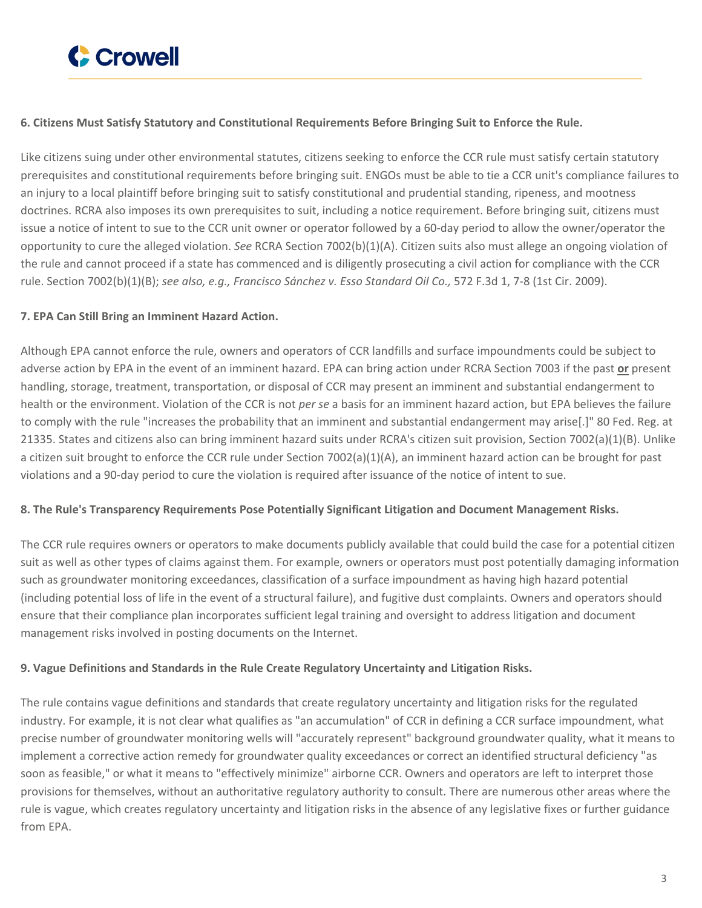**6. Citizens Must Satisfy Statutory and Constitutional Requirements Before Bringing Suit to Enforce the Rule.**

Like citizens suing under other environmental statutes, citizens seeking to enforce the CCR rule must satisfy certain statutory prerequisites and constitutional requirements before bringing suit. ENGOs must be able to tie a CCR unit's compliance failures to an injury to a local plaintiff before bringing suit to satisfy constitutional and prudential standing, ripeness, and mootness doctrines. RCRA also imposes its own prerequisites to suit, including a notice requirement. Before bringing suit, citizens must issue a notice of intent to sue to the CCR unit owner or operator followed by a 60-day period to allow the owner/operator the opportunity to cure the alleged violation. *See* RCRA Section 7002(b)(1)(A). Citizen suits also must allege an ongoing violation of the rule and cannot proceed if a state has commenced and is diligently prosecuting a civil action for compliance with the CCR rule. Section 7002(b)(1)(B); *see also, e.g., Francisco Sánchez v. Esso Standard Oil Co.,* 572 F.3d 1, 7-8 (1st Cir. 2009).

**7. EPA Can Still Bring an Imminent Hazard Action.**

Although EPA cannot enforce the rule, owners and operators of CCR landfills and surface impoundments could be subject to adverse action by EPA in the event of an imminent hazard. EPA can bring action under RCRA Section 7003 if the past **or** present handling, storage, treatment, transportation, or disposal of CCR may present an imminent and substantial endangerment to health or the environment. Violation of the CCR is not *per se* a basis for an imminent hazard action, but EPA believes the failure to comply with the rule "increases the probability that an imminent and substantial endangerment may arise[.]" 80 Fed. Reg. at 21335. States and citizens also can bring imminent hazard suits under RCRA's citizen suit provision, Section 7002(a)(1)(B). Unlike a citizen suit brought to enforce the CCR rule under Section 7002(a)(1)(A), an imminent hazard action can be brought for past violations and a 90-day period to cure the violation is required after issuance of the notice of intent to sue.

**8. The Rule's Transparency Requirements Pose Potentially Significant Litigation and Document Management Risks.**

The CCR rule requires owners or operators to make documents publicly available that could build the case for a potential citizen suit as well as other types of claims against them. For example, owners or operators must post potentially damaging information such as groundwater monitoring exceedances, classification of a surface impoundment as having high hazard potential (including potential loss of life in the event of a structural failure), and fugitive dust complaints. Owners and operators should ensure that their compliance plan incorporates sufficient legal training and oversight to address litigation and document management risks involved in posting documents on the Internet.

**9. Vague Definitions and Standards in the Rule Create Regulatory Uncertainty and Litigation Risks.**

The rule contains vague definitions and standards that create regulatory uncertainty and litigation risks for the regulated industry. For example, it is not clear what qualifies as "an accumulation" of CCR in defining a CCR surface impoundment, what precise number of groundwater monitoring wells will "accurately represent" background groundwater quality, what it means to implement a corrective action remedy for groundwater quality exceedances or correct an identified structural deficiency "as soon as feasible," or what it means to "effectively minimize" airborne CCR. Owners and operators are left to interpret those provisions for themselves, without an authoritative regulatory authority to consult. There are numerous other areas where the rule is vague, which creates regulatory uncertainty and litigation risks in the absence of any legislative fixes or further guidance from EPA.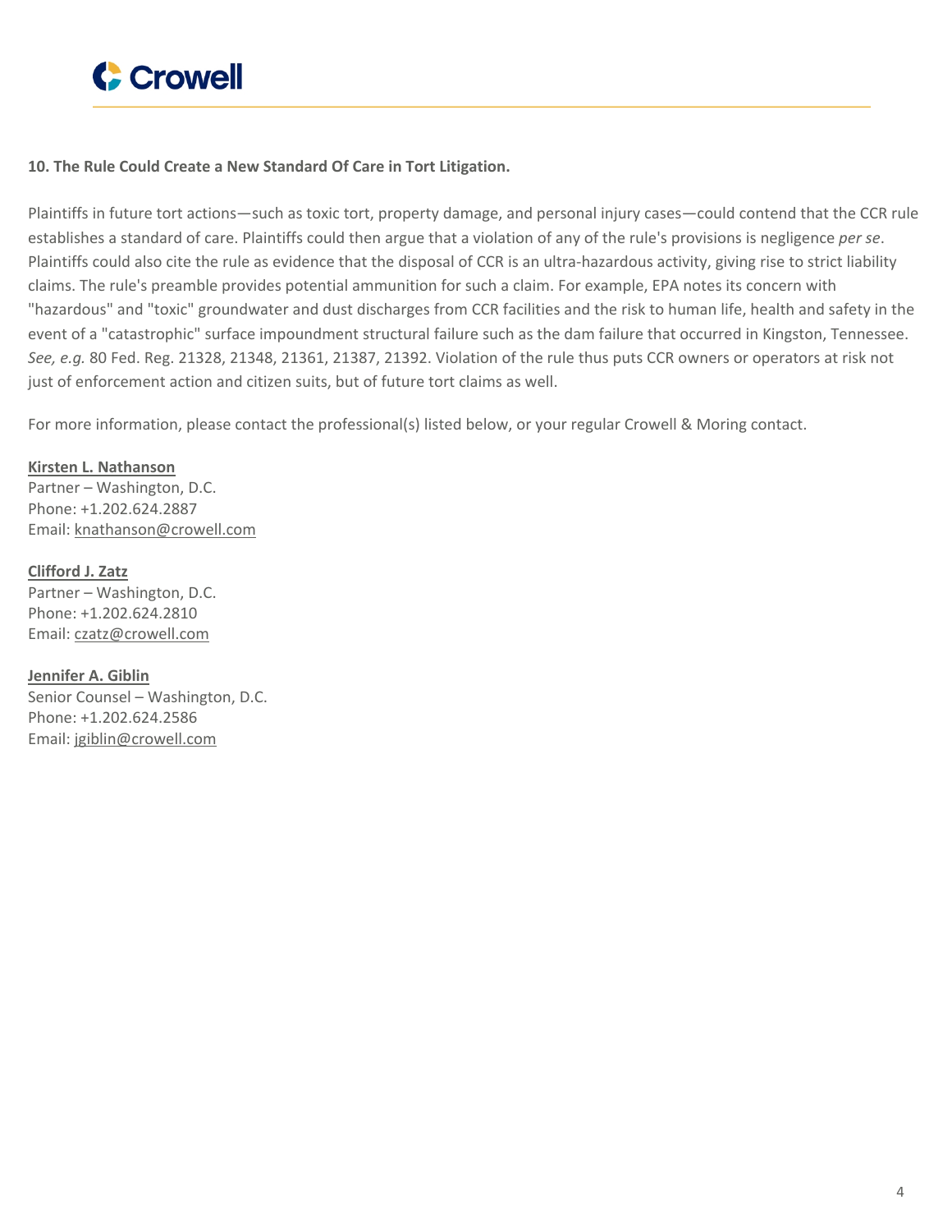**10. The Rule Could Create a New Standard Of Care in Tort Litigation.**

Plaintiffs in future tort actions—such as toxic tort, property damage, and personal injury cases—could contend that the CCR rule establishes a standard of care. Plaintiffs could then argue that a violation of any of the rule's provisions is negligence *per se*. Plaintiffs could also cite the rule as evidence that the disposal of CCR is an ultra-hazardous activity, giving rise to strict liability claims. The rule's preamble provides potential ammunition for such a claim. For example, EPA notes its concern with "hazardous" and "toxic" groundwater and dust discharges from CCR facilities and the risk to human life, health and safety in the event of a "catastrophic" surface impoundment structural failure such as the dam failure that occurred in Kingston, Tennessee. *See, e.g.* 80 Fed. Reg. 21328, 21348, 21361, 21387, 21392. Violation of the rule thus puts CCR owners or operators at risk not just of enforcement action and citizen suits, but of future tort claims as well.

For more information, please contact the professional(s) listed below, or your regular Crowell & Moring contact.

**Kirsten L. Nathanson**
Partner – Washington, D.C.
Phone: +1.202.624.2887
Email: knathanson@crowell.com

**Clifford J. Zatz**
Partner – Washington, D.C.
Phone: +1.202.624.2810
Email: czatz@crowell.com

**Jennifer A. Giblin**
Senior Counsel – Washington, D.C.
Phone: +1.202.624.2586
Email: jgiblin@crowell.com